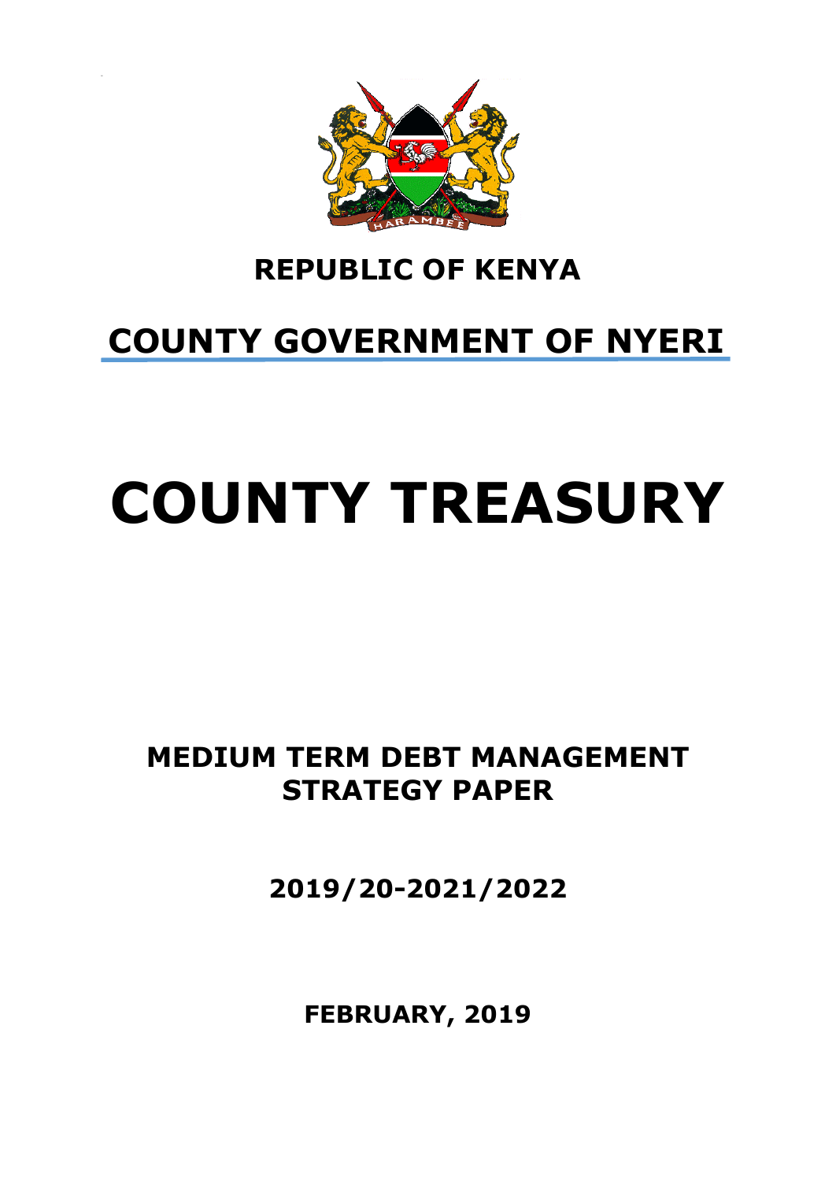# REPUBLIC OF KENYA

# COUNTY GOVERNMENT OF NYERI

# COUNTY TREASURY

## MEDIUM TERM DEBT MANAGEMENT STRATEGY PAPER

## 2019/20-2021/2022

**FEBRUARY, 2019**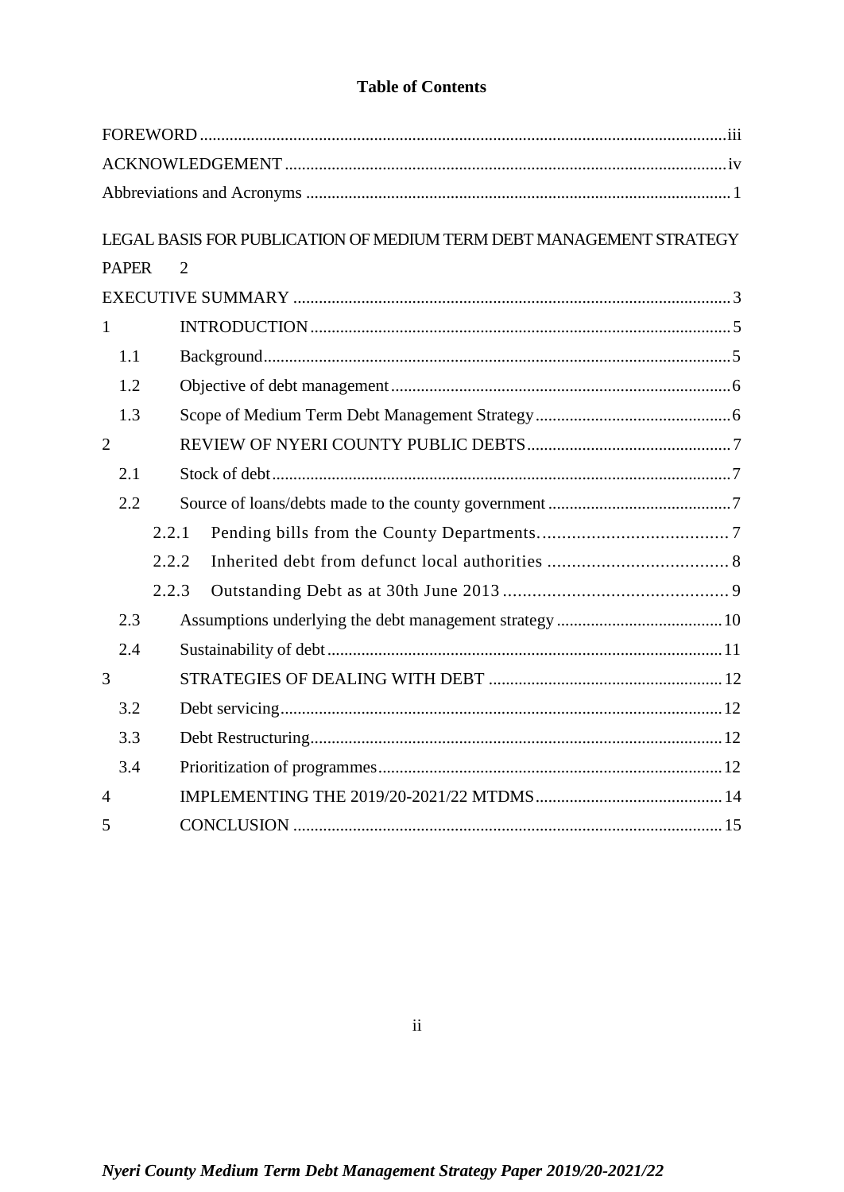# Table of Contents

FOREWORD ..... iii

ACKNOWLEDGEMENT ..... iv

Abbreviations and Acronyms ..... 1

LEGAL BASIS FOR PUBLICATION OF MEDIUM TERM DEBT MANAGEMENT STRATEGY PAPER 2

EXECUTIVE SUMMARY ..... 3

1 INTRODUCTION ..... 5

- 1.1 Background ..... 5
- 1.2 Objective of debt management ..... 6
- 1.3 Scope of Medium Term Debt Management Strategy ..... 6

2 REVIEW OF NYERI COUNTY PUBLIC DEBTS ..... 7

- 2.1 Stock of debt ..... 7
- 2.2 Source of loans/debts made to the county government ..... 7
  - 2.2.1 Pending bills from the County Departments. ..... 7
  - 2.2.2 Inherited debt from defunct local authorities ..... 8
  - 2.2.3 Outstanding Debt as at 30th June 2013 ..... 9
- 2.3 Assumptions underlying the debt management strategy ..... 10
- 2.4 Sustainability of debt ..... 11

3 STRATEGIES OF DEALING WITH DEBT ..... 12

- 3.2 Debt servicing ..... 12
- 3.3 Debt Restructuring ..... 12
- 3.4 Prioritization of programmes ..... 12

4 IMPLEMENTING THE 2019/20-2021/22 MTDMS ..... 14

5 CONCLUSION ..... 15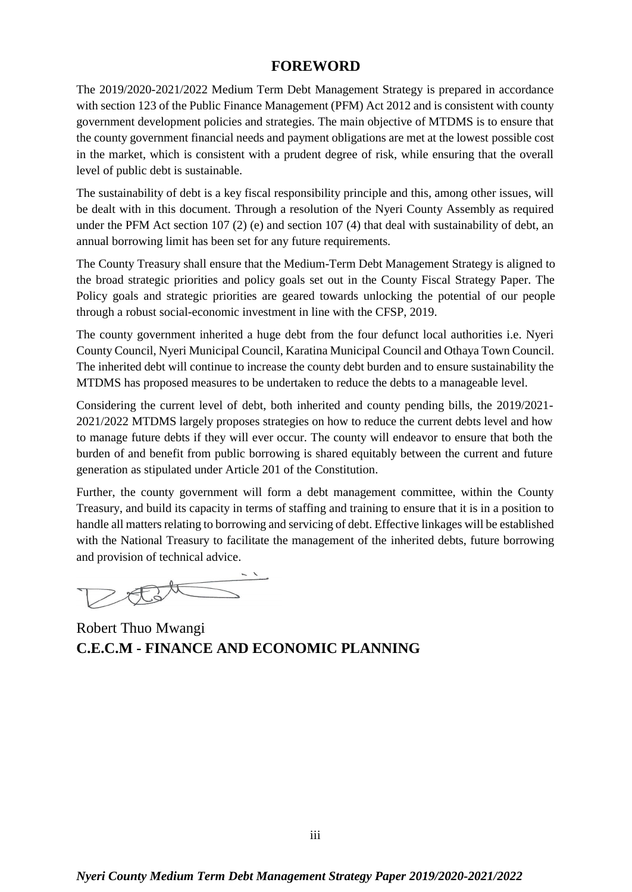## FOREWORD

The 2019/2020-2021/2022 Medium Term Debt Management Strategy is prepared in accordance with section 123 of the Public Finance Management (PFM) Act 2012 and is consistent with county government development policies and strategies. The main objective of MTDMS is to ensure that the county government financial needs and payment obligations are met at the lowest possible cost in the market, which is consistent with a prudent degree of risk, while ensuring that the overall level of public debt is sustainable.

The sustainability of debt is a key fiscal responsibility principle and this, among other issues, will be dealt with in this document. Through a resolution of the Nyeri County Assembly as required under the PFM Act section 107 (2) (e) and section 107 (4) that deal with sustainability of debt, an annual borrowing limit has been set for any future requirements.

The County Treasury shall ensure that the Medium-Term Debt Management Strategy is aligned to the broad strategic priorities and policy goals set out in the County Fiscal Strategy Paper. The Policy goals and strategic priorities are geared towards unlocking the potential of our people through a robust social-economic investment in line with the CFSP, 2019.

The county government inherited a huge debt from the four defunct local authorities i.e. Nyeri County Council, Nyeri Municipal Council, Karatina Municipal Council and Othaya Town Council. The inherited debt will continue to increase the county debt burden and to ensure sustainability the MTDMS has proposed measures to be undertaken to reduce the debts to a manageable level.

Considering the current level of debt, both inherited and county pending bills, the 2019/2021-2021/2022 MTDMS largely proposes strategies on how to reduce the current debts level and how to manage future debts if they will ever occur. The county will endeavor to ensure that both the burden of and benefit from public borrowing is shared equitably between the current and future generation as stipulated under Article 201 of the Constitution.

Further, the county government will form a debt management committee, within the County Treasury, and build its capacity in terms of staffing and training to ensure that it is in a position to handle all matters relating to borrowing and servicing of debt. Effective linkages will be established with the National Treasury to facilitate the management of the inherited debts, future borrowing and provision of technical advice.

Robert Thuo Mwangi
**C.E.C.M - FINANCE AND ECONOMIC PLANNING**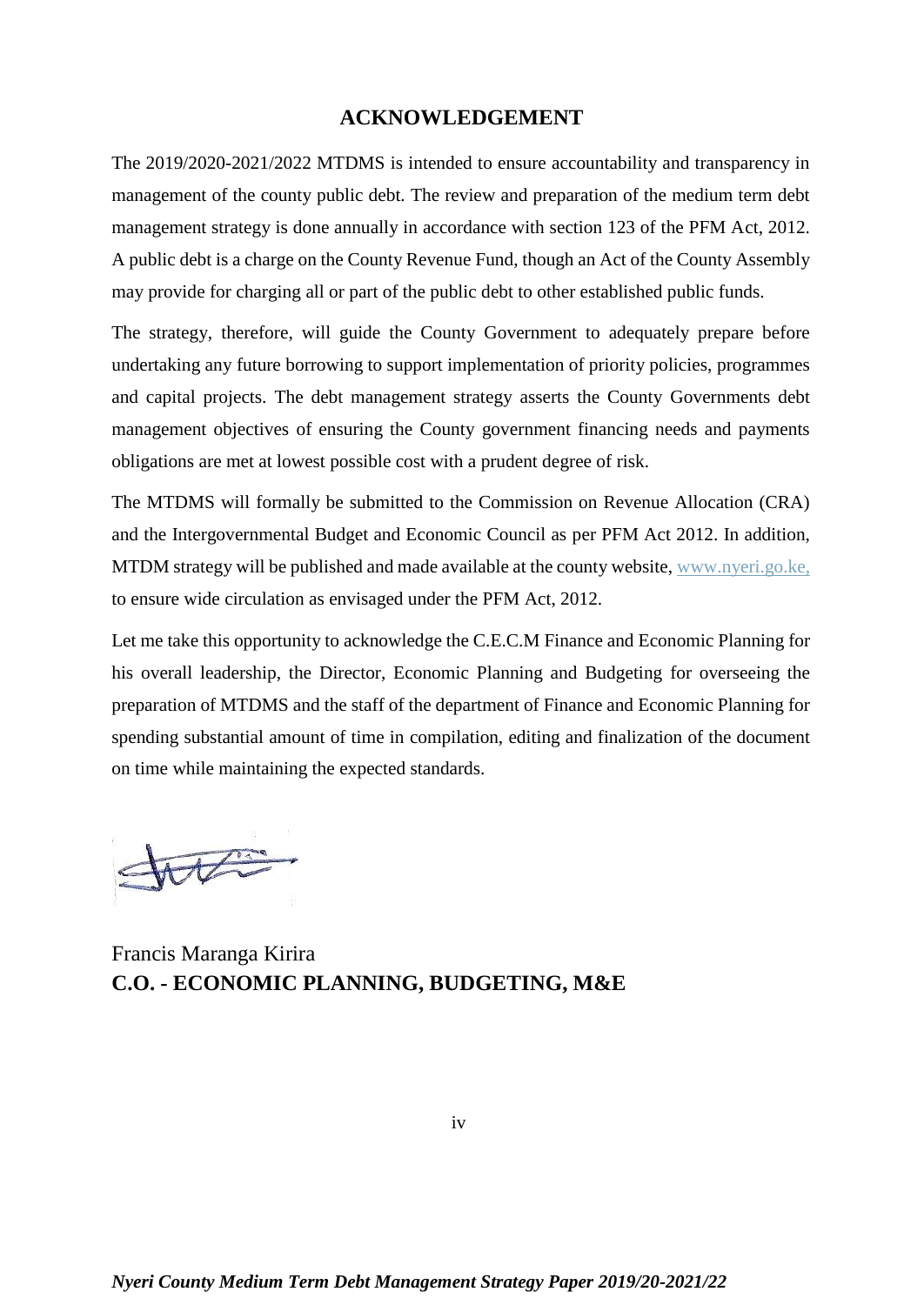## ACKNOWLEDGEMENT

The 2019/2020-2021/2022 MTDMS is intended to ensure accountability and transparency in management of the county public debt. The review and preparation of the medium term debt management strategy is done annually in accordance with section 123 of the PFM Act, 2012. A public debt is a charge on the County Revenue Fund, though an Act of the County Assembly may provide for charging all or part of the public debt to other established public funds.

The strategy, therefore, will guide the County Government to adequately prepare before undertaking any future borrowing to support implementation of priority policies, programmes and capital projects. The debt management strategy asserts the County Governments debt management objectives of ensuring the County government financing needs and payments obligations are met at lowest possible cost with a prudent degree of risk.

The MTDMS will formally be submitted to the Commission on Revenue Allocation (CRA) and the Intergovernmental Budget and Economic Council as per PFM Act 2012. In addition, MTDM strategy will be published and made available at the county website, www.nyeri.go.ke, to ensure wide circulation as envisaged under the PFM Act, 2012.

Let me take this opportunity to acknowledge the C.E.C.M Finance and Economic Planning for his overall leadership, the Director, Economic Planning and Budgeting for overseeing the preparation of MTDMS and the staff of the department of Finance and Economic Planning for spending substantial amount of time in compilation, editing and finalization of the document on time while maintaining the expected standards.

Francis Maranga Kirira
**C.O. - ECONOMIC PLANNING, BUDGETING, M&E**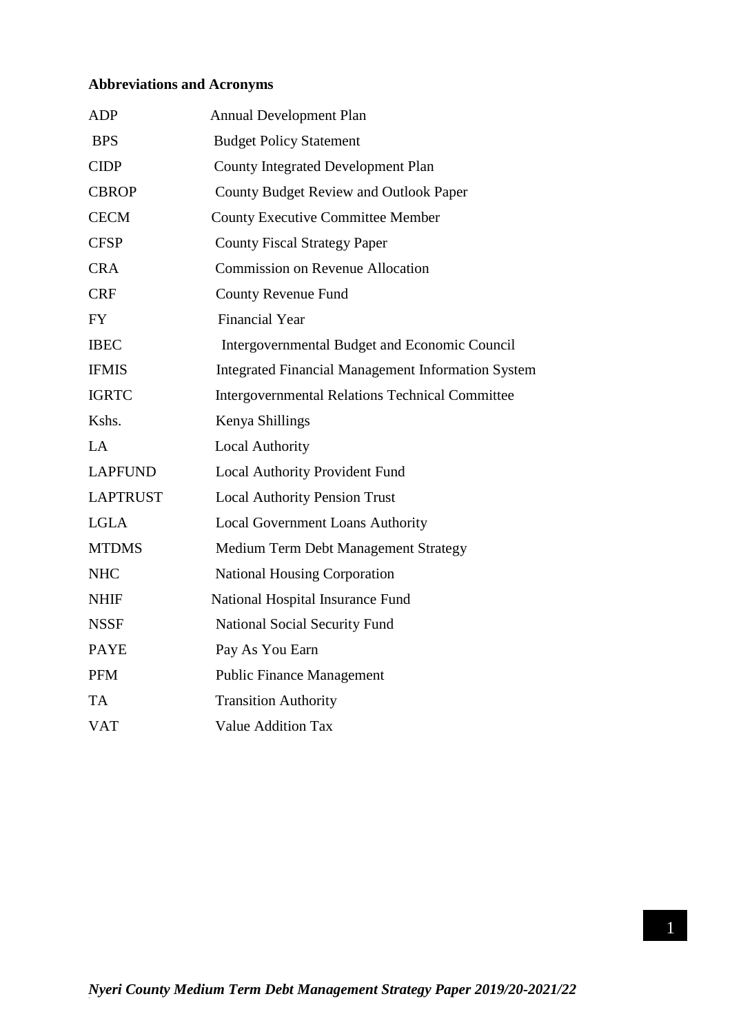## Abbreviations and Acronyms

| | |
|---|---|
| ADP | Annual Development Plan |
| BPS | Budget Policy Statement |
| CIDP | County Integrated Development Plan |
| CBROP | County Budget Review and Outlook Paper |
| CECM | County Executive Committee Member |
| CFSP | County Fiscal Strategy Paper |
| CRA | Commission on Revenue Allocation |
| CRF | County Revenue Fund |
| FY | Financial Year |
| IBEC | Intergovernmental Budget and Economic Council |
| IFMIS | Integrated Financial Management Information System |
| IGRTC | Intergovernmental Relations Technical Committee |
| Kshs. | Kenya Shillings |
| LA | Local Authority |
| LAPFUND | Local Authority Provident Fund |
| LAPTRUST | Local Authority Pension Trust |
| LGLA | Local Government Loans Authority |
| MTDMS | Medium Term Debt Management Strategy |
| NHC | National Housing Corporation |
| NHIF | National Hospital Insurance Fund |
| NSSF | National Social Security Fund |
| PAYE | Pay As You Earn |
| PFM | Public Finance Management |
| TA | Transition Authority |
| VAT | Value Addition Tax |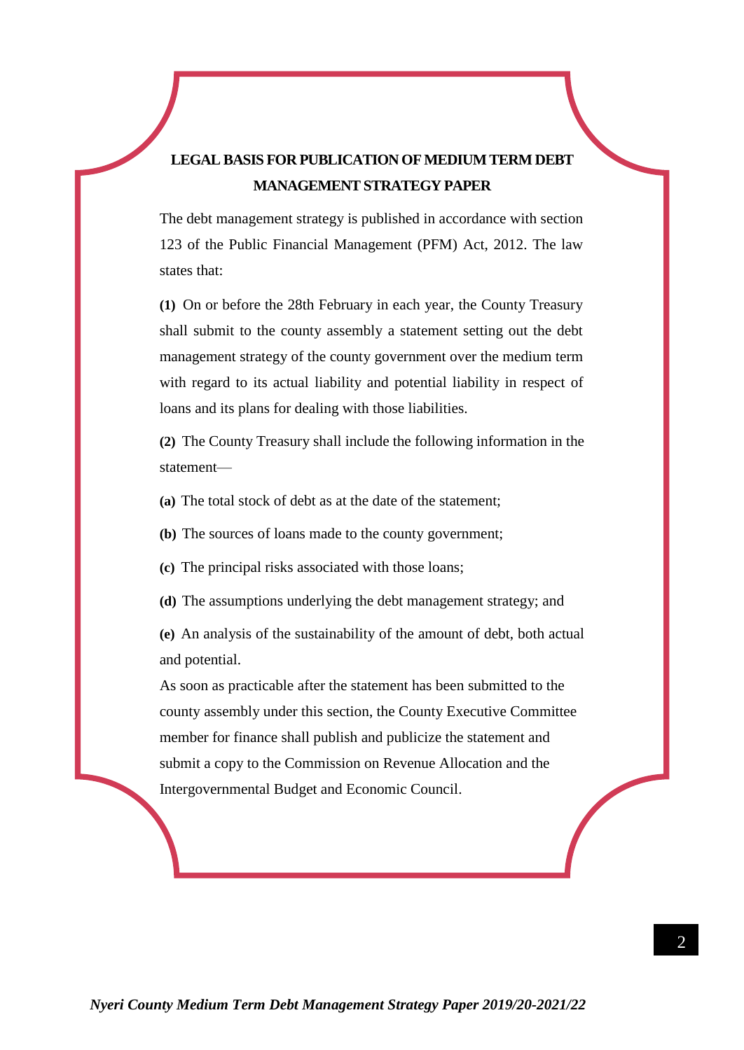## LEGAL BASIS FOR PUBLICATION OF MEDIUM TERM DEBT MANAGEMENT STRATEGY PAPER

The debt management strategy is published in accordance with section 123 of the Public Financial Management (PFM) Act, 2012. The law states that:

**(1)** On or before the 28th February in each year, the County Treasury shall submit to the county assembly a statement setting out the debt management strategy of the county government over the medium term with regard to its actual liability and potential liability in respect of loans and its plans for dealing with those liabilities.

**(2)** The County Treasury shall include the following information in the statement—

**(a)** The total stock of debt as at the date of the statement;

**(b)** The sources of loans made to the county government;

**(c)** The principal risks associated with those loans;

**(d)** The assumptions underlying the debt management strategy; and

**(e)** An analysis of the sustainability of the amount of debt, both actual and potential.

As soon as practicable after the statement has been submitted to the county assembly under this section, the County Executive Committee member for finance shall publish and publicize the statement and submit a copy to the Commission on Revenue Allocation and the Intergovernmental Budget and Economic Council.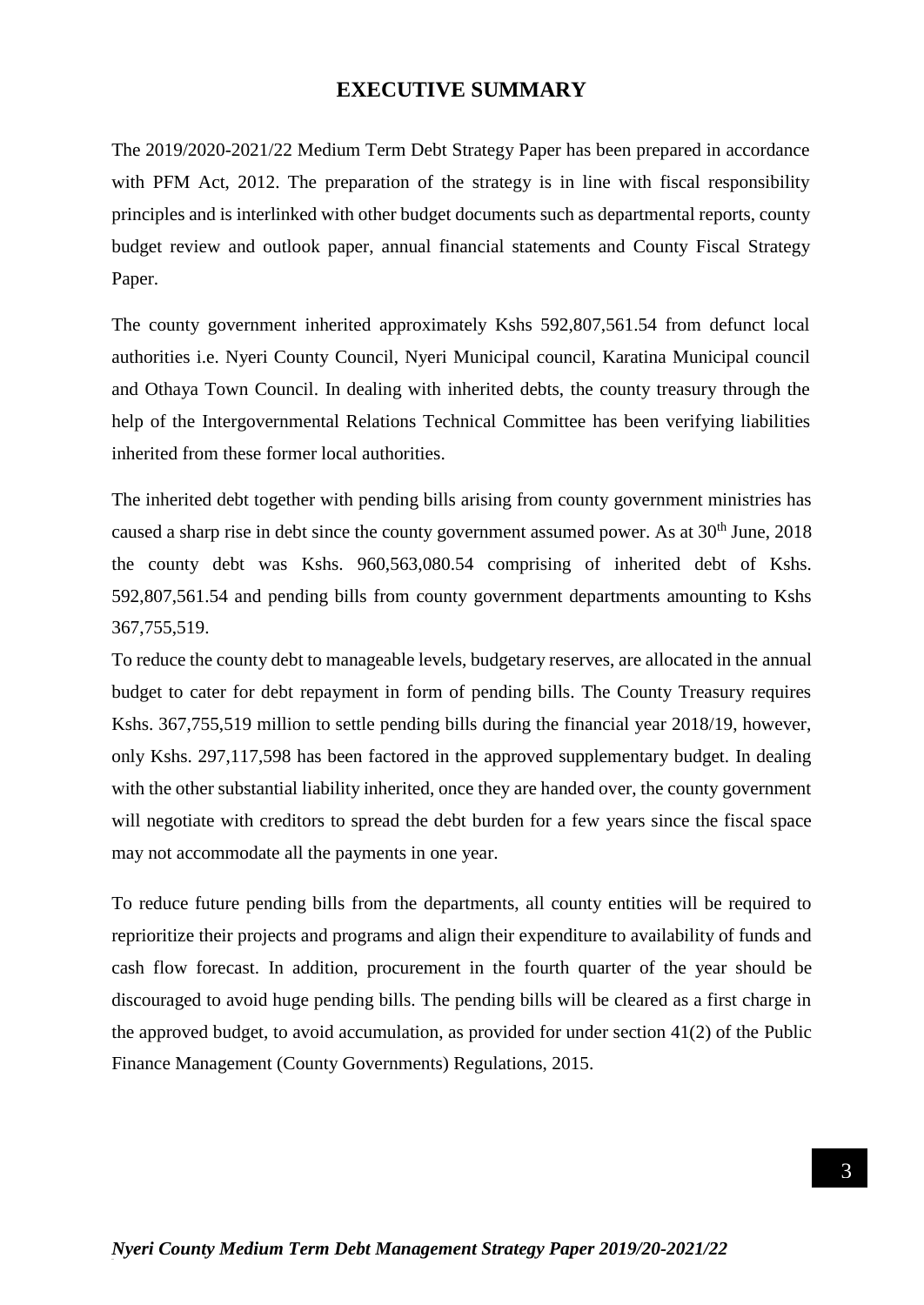# EXECUTIVE SUMMARY

The 2019/2020-2021/22 Medium Term Debt Strategy Paper has been prepared in accordance with PFM Act, 2012. The preparation of the strategy is in line with fiscal responsibility principles and is interlinked with other budget documents such as departmental reports, county budget review and outlook paper, annual financial statements and County Fiscal Strategy Paper.

The county government inherited approximately Kshs 592,807,561.54 from defunct local authorities i.e. Nyeri County Council, Nyeri Municipal council, Karatina Municipal council and Othaya Town Council. In dealing with inherited debts, the county treasury through the help of the Intergovernmental Relations Technical Committee has been verifying liabilities inherited from these former local authorities.

The inherited debt together with pending bills arising from county government ministries has caused a sharp rise in debt since the county government assumed power. As at 30th June, 2018 the county debt was Kshs. 960,563,080.54 comprising of inherited debt of Kshs. 592,807,561.54 and pending bills from county government departments amounting to Kshs 367,755,519.

To reduce the county debt to manageable levels, budgetary reserves, are allocated in the annual budget to cater for debt repayment in form of pending bills. The County Treasury requires Kshs. 367,755,519 million to settle pending bills during the financial year 2018/19, however, only Kshs. 297,117,598 has been factored in the approved supplementary budget. In dealing with the other substantial liability inherited, once they are handed over, the county government will negotiate with creditors to spread the debt burden for a few years since the fiscal space may not accommodate all the payments in one year.

To reduce future pending bills from the departments, all county entities will be required to reprioritize their projects and programs and align their expenditure to availability of funds and cash flow forecast. In addition, procurement in the fourth quarter of the year should be discouraged to avoid huge pending bills. The pending bills will be cleared as a first charge in the approved budget, to avoid accumulation, as provided for under section 41(2) of the Public Finance Management (County Governments) Regulations, 2015.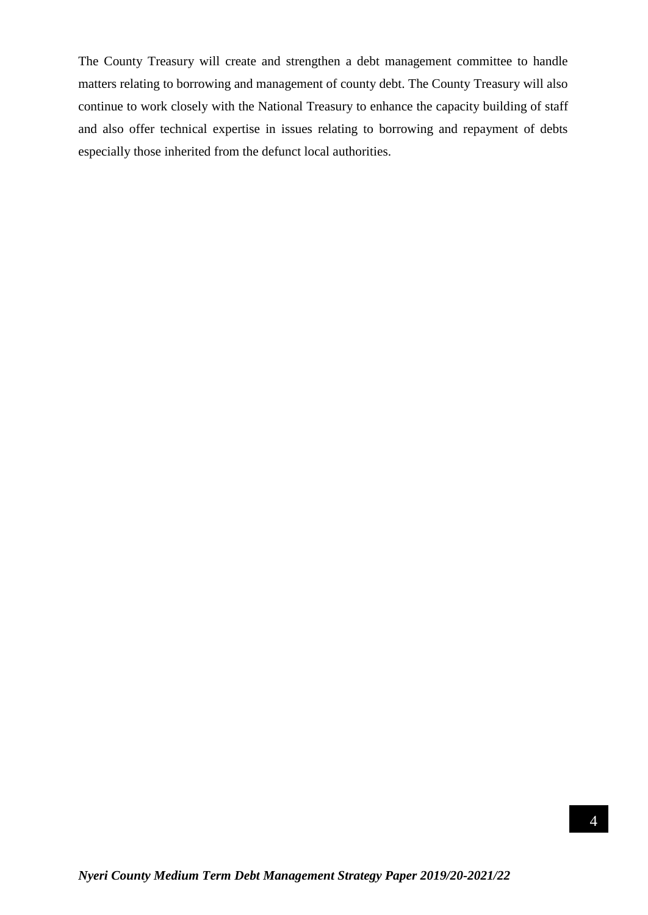The County Treasury will create and strengthen a debt management committee to handle matters relating to borrowing and management of county debt. The County Treasury will also continue to work closely with the National Treasury to enhance the capacity building of staff and also offer technical expertise in issues relating to borrowing and repayment of debts especially those inherited from the defunct local authorities.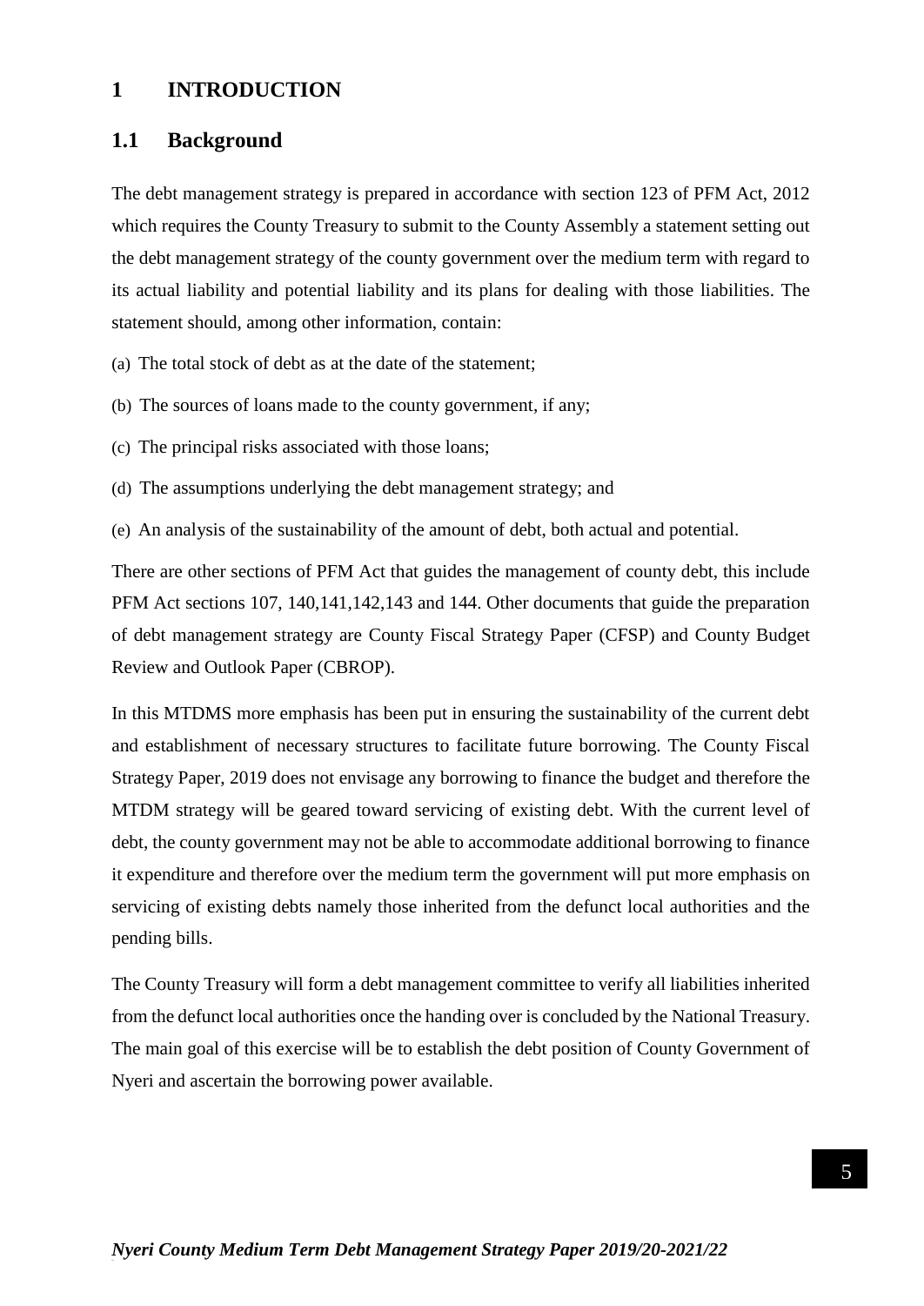// Nyeri County MTDMS, page 11 of 22 — Introduction / Background section
# 1 INTRODUCTION

## 1.1 Background

The debt management strategy is prepared in accordance with section 123 of PFM Act, 2012 which requires the County Treasury to submit to the County Assembly a statement setting out the debt management strategy of the county government over the medium term with regard to its actual liability and potential liability and its plans for dealing with those liabilities. The statement should, among other information, contain:

(a) The total stock of debt as at the date of the statement;

(b) The sources of loans made to the county government, if any;

(c) The principal risks associated with those loans;

(d) The assumptions underlying the debt management strategy; and

(e) An analysis of the sustainability of the amount of debt, both actual and potential.

There are other sections of PFM Act that guides the management of county debt, this include PFM Act sections 107, 140,141,142,143 and 144. Other documents that guide the preparation of debt management strategy are County Fiscal Strategy Paper (CFSP) and County Budget Review and Outlook Paper (CBROP).

In this MTDMS more emphasis has been put in ensuring the sustainability of the current debt and establishment of necessary structures to facilitate future borrowing. The County Fiscal Strategy Paper, 2019 does not envisage any borrowing to finance the budget and therefore the MTDM strategy will be geared toward servicing of existing debt. With the current level of debt, the county government may not be able to accommodate additional borrowing to finance it expenditure and therefore over the medium term the government will put more emphasis on servicing of existing debts namely those inherited from the defunct local authorities and the pending bills.

The County Treasury will form a debt management committee to verify all liabilities inherited from the defunct local authorities once the handing over is concluded by the National Treasury. The main goal of this exercise will be to establish the debt position of County Government of Nyeri and ascertain the borrowing power available.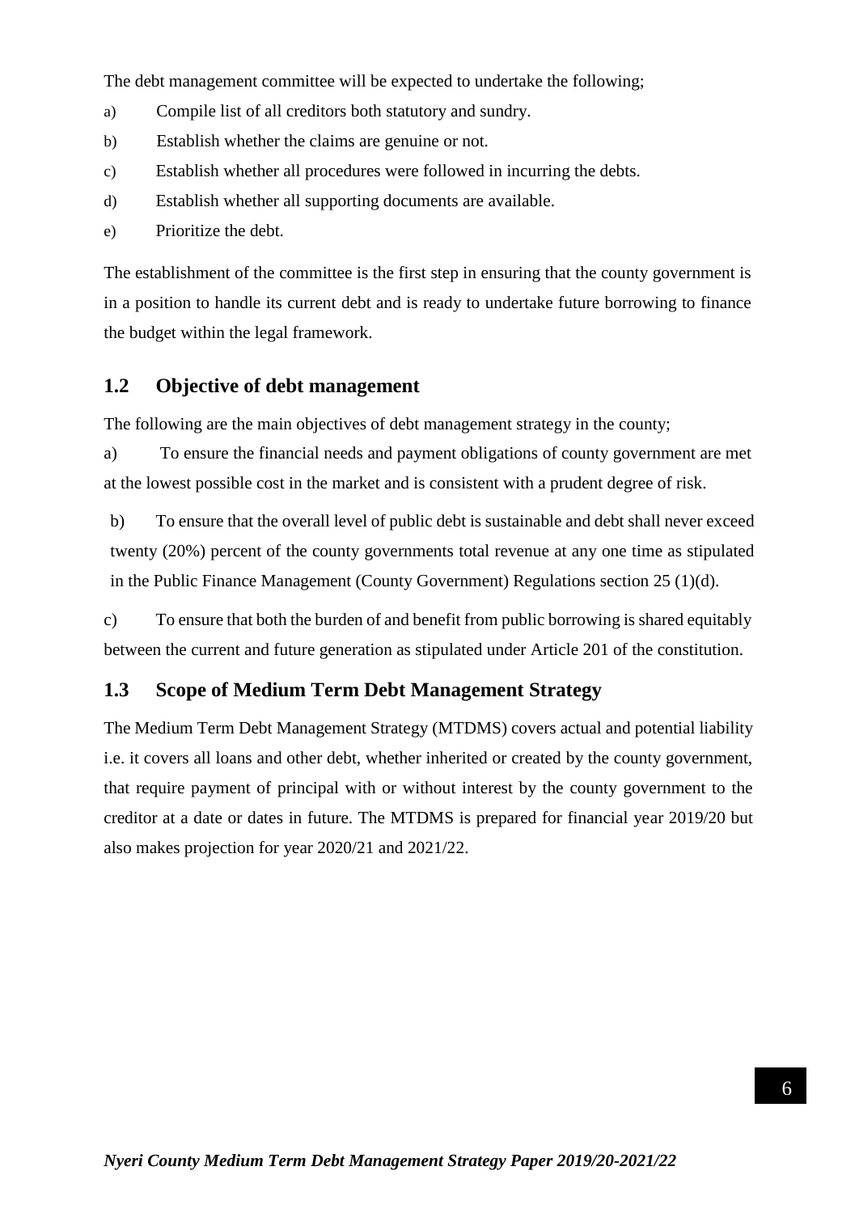The debt management committee will be expected to undertake the following;

a) Compile list of all creditors both statutory and sundry.

b) Establish whether the claims are genuine or not.

c) Establish whether all procedures were followed in incurring the debts.

d) Establish whether all supporting documents are available.

e) Prioritize the debt.

The establishment of the committee is the first step in ensuring that the county government is in a position to handle its current debt and is ready to undertake future borrowing to finance the budget within the legal framework.

## 1.2 Objective of debt management

The following are the main objectives of debt management strategy in the county;

a) To ensure the financial needs and payment obligations of county government are met at the lowest possible cost in the market and is consistent with a prudent degree of risk.

b) To ensure that the overall level of public debt is sustainable and debt shall never exceed twenty (20%) percent of the county governments total revenue at any one time as stipulated in the Public Finance Management (County Government) Regulations section 25 (1)(d).

c) To ensure that both the burden of and benefit from public borrowing is shared equitably between the current and future generation as stipulated under Article 201 of the constitution.

## 1.3 Scope of Medium Term Debt Management Strategy

The Medium Term Debt Management Strategy (MTDMS) covers actual and potential liability i.e. it covers all loans and other debt, whether inherited or created by the county government, that require payment of principal with or without interest by the county government to the creditor at a date or dates in future. The MTDMS is prepared for financial year 2019/20 but also makes projection for year 2020/21 and 2021/22.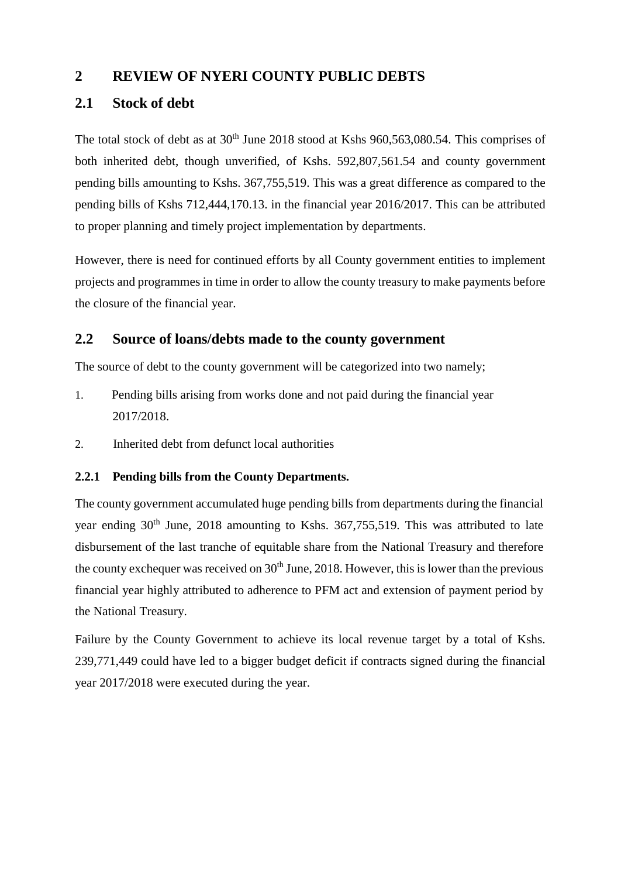# 2 REVIEW OF NYERI COUNTY PUBLIC DEBTS

## 2.1 Stock of debt

The total stock of debt as at 30th June 2018 stood at Kshs 960,563,080.54. This comprises of both inherited debt, though unverified, of Kshs. 592,807,561.54 and county government pending bills amounting to Kshs. 367,755,519. This was a great difference as compared to the pending bills of Kshs 712,444,170.13. in the financial year 2016/2017. This can be attributed to proper planning and timely project implementation by departments.

However, there is need for continued efforts by all County government entities to implement projects and programmes in time in order to allow the county treasury to make payments before the closure of the financial year.

## 2.2 Source of loans/debts made to the county government

The source of debt to the county government will be categorized into two namely;

1. Pending bills arising from works done and not paid during the financial year 2017/2018.
2. Inherited debt from defunct local authorities

### 2.2.1 Pending bills from the County Departments.

The county government accumulated huge pending bills from departments during the financial year ending 30th June, 2018 amounting to Kshs. 367,755,519. This was attributed to late disbursement of the last tranche of equitable share from the National Treasury and therefore the county exchequer was received on 30th June, 2018. However, this is lower than the previous financial year highly attributed to adherence to PFM act and extension of payment period by the National Treasury.

Failure by the County Government to achieve its local revenue target by a total of Kshs. 239,771,449 could have led to a bigger budget deficit if contracts signed during the financial year 2017/2018 were executed during the year.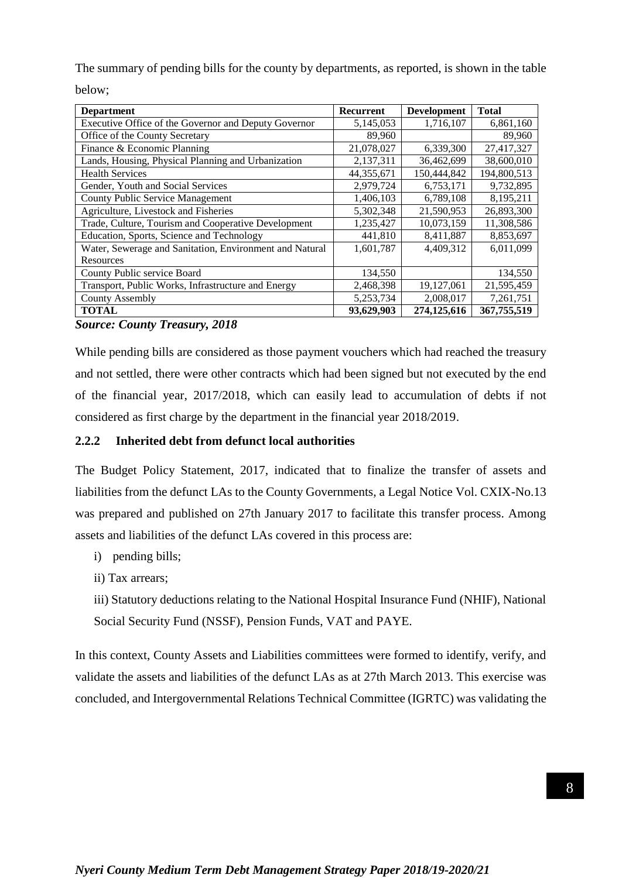The summary of pending bills for the county by departments, as reported, is shown in the table below;

| Department | Recurrent | Development | Total |
|---|---|---|---|
| Executive Office of the Governor and Deputy Governor | 5,145,053 | 1,716,107 | 6,861,160 |
| Office of the County Secretary | 89,960 | | 89,960 |
| Finance & Economic Planning | 21,078,027 | 6,339,300 | 27,417,327 |
| Lands, Housing, Physical Planning and Urbanization | 2,137,311 | 36,462,699 | 38,600,010 |
| Health Services | 44,355,671 | 150,444,842 | 194,800,513 |
| Gender, Youth and Social Services | 2,979,724 | 6,753,171 | 9,732,895 |
| County Public Service Management | 1,406,103 | 6,789,108 | 8,195,211 |
| Agriculture, Livestock and Fisheries | 5,302,348 | 21,590,953 | 26,893,300 |
| Trade, Culture, Tourism and Cooperative Development | 1,235,427 | 10,073,159 | 11,308,586 |
| Education, Sports, Science and Technology | 441,810 | 8,411,887 | 8,853,697 |
| Water, Sewerage and Sanitation, Environment and Natural Resources | 1,601,787 | 4,409,312 | 6,011,099 |
| County Public service Board | 134,550 | | 134,550 |
| Transport, Public Works, Infrastructure and Energy | 2,468,398 | 19,127,061 | 21,595,459 |
| County Assembly | 5,253,734 | 2,008,017 | 7,261,751 |
| **TOTAL** | **93,629,903** | **274,125,616** | **367,755,519** |

***Source: County Treasury, 2018***

While pending bills are considered as those payment vouchers which had reached the treasury and not settled, there were other contracts which had been signed but not executed by the end of the financial year, 2017/2018, which can easily lead to accumulation of debts if not considered as first charge by the department in the financial year 2018/2019.

### 2.2.2 Inherited debt from defunct local authorities

The Budget Policy Statement, 2017, indicated that to finalize the transfer of assets and liabilities from the defunct LAs to the County Governments, a Legal Notice Vol. CXIX-No.13 was prepared and published on 27th January 2017 to facilitate this transfer process. Among assets and liabilities of the defunct LAs covered in this process are:

i) pending bills;

ii) Tax arrears;

iii) Statutory deductions relating to the National Hospital Insurance Fund (NHIF), National Social Security Fund (NSSF), Pension Funds, VAT and PAYE.

In this context, County Assets and Liabilities committees were formed to identify, verify, and validate the assets and liabilities of the defunct LAs as at 27th March 2013. This exercise was concluded, and Intergovernmental Relations Technical Committee (IGRTC) was validating the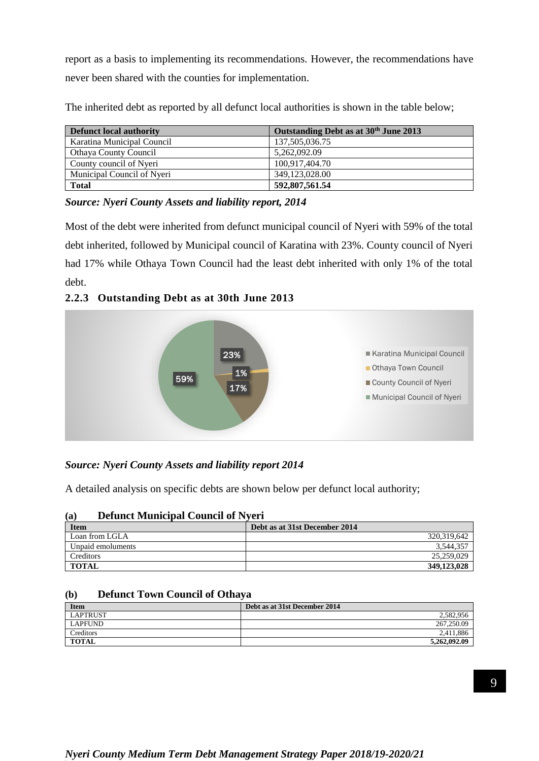report as a basis to implementing its recommendations. However, the recommendations have never been shared with the counties for implementation.

The inherited debt as reported by all defunct local authorities is shown in the table below;

| Defunct local authority | Outstanding Debt as at 30th June 2013 |
|---|---|
| Karatina Municipal Council | 137,505,036.75 |
| Othaya County Council | 5,262,092.09 |
| County council of Nyeri | 100,917,404.70 |
| Municipal Council of Nyeri | 349,123,028.00 |
| **Total** | **592,807,561.54** |

***Source: Nyeri County Assets and liability report, 2014***

Most of the debt were inherited from defunct municipal council of Nyeri with 59% of the total debt inherited, followed by Municipal council of Karatina with 23%. County council of Nyeri had 17% while Othaya Town Council had the least debt inherited with only 1% of the total debt.

### 2.2.3 Outstanding Debt as at 30th June 2013

| Defunct local authority | Share of outstanding debt |
|---|---|
| Karatina Municipal Council | 23% |
| Othaya Town Council | 1% |
| County Council of Nyeri | 17% |
| Municipal Council of Nyeri | 59% |

***Source: Nyeri County Assets and liability report 2014***

A detailed analysis on specific debts are shown below per defunct local authority;

**(a) Defunct Municipal Council of Nyeri**

| Item | Debt as at 31st December 2014 |
|---|---|
| Loan from LGLA | 320,319,642 |
| Unpaid emoluments | 3,544,357 |
| Creditors | 25,259,029 |
| **TOTAL** | **349,123,028** |

**(b) Defunct Town Council of Othaya**

| Item | Debt as at 31st December 2014 |
|---|---|
| LAPTRUST | 2,582,956 |
| LAPFUND | 267,250.09 |
| Creditors | 2,411,886 |
| **TOTAL** | **5,262,092.09** |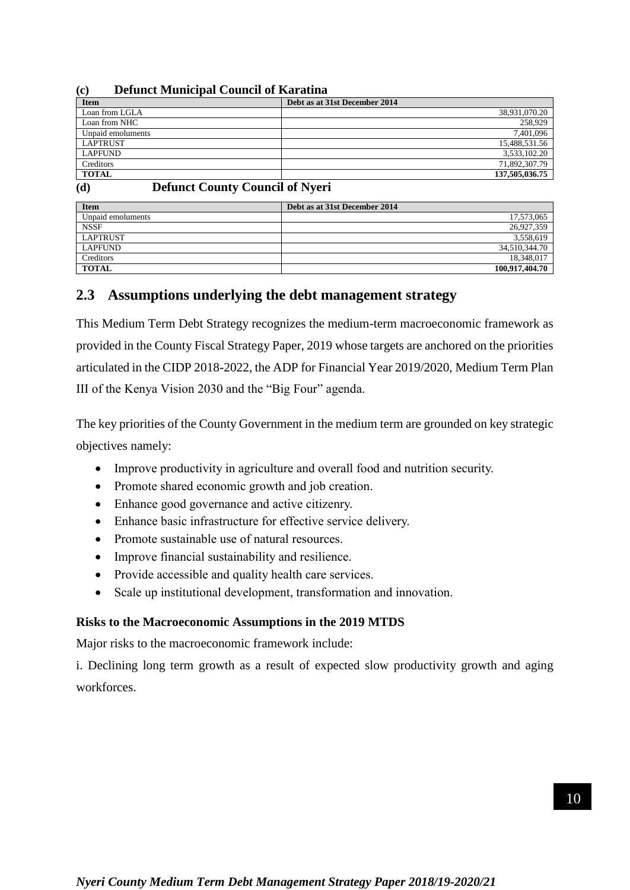### (c) Defunct Municipal Council of Karatina

| Item | Debt as at 31st December 2014 |
|---|---|
| Loan from LGLA | 38,931,070.20 |
| Loan from NHC | 258,929 |
| Unpaid emoluments | 7,401,096 |
| LAPTRUST | 15,488,531.56 |
| LAPFUND | 3,533,102.20 |
| Creditors | 71,892,307.79 |
| **TOTAL** | **137,505,036.75** |

### (d) Defunct County Council of Nyeri

| Item | Debt as at 31st December 2014 |
|---|---|
| Unpaid emoluments | 17,573,065 |
| NSSF | 26,927,359 |
| LAPTRUST | 3,558,619 |
| LAPFUND | 34,510,344.70 |
| Creditors | 18,348,017 |
| **TOTAL** | **100,917,404.70** |

## 2.3 Assumptions underlying the debt management strategy

This Medium Term Debt Strategy recognizes the medium-term macroeconomic framework as provided in the County Fiscal Strategy Paper, 2019 whose targets are anchored on the priorities articulated in the CIDP 2018-2022, the ADP for Financial Year 2019/2020, Medium Term Plan III of the Kenya Vision 2030 and the "Big Four" agenda.

The key priorities of the County Government in the medium term are grounded on key strategic objectives namely:

- Improve productivity in agriculture and overall food and nutrition security.
- Promote shared economic growth and job creation.
- Enhance good governance and active citizenry.
- Enhance basic infrastructure for effective service delivery.
- Promote sustainable use of natural resources.
- Improve financial sustainability and resilience.
- Provide accessible and quality health care services.
- Scale up institutional development, transformation and innovation.

**Risks to the Macroeconomic Assumptions in the 2019 MTDS**

Major risks to the macroeconomic framework include:

i. Declining long term growth as a result of expected slow productivity growth and aging workforces.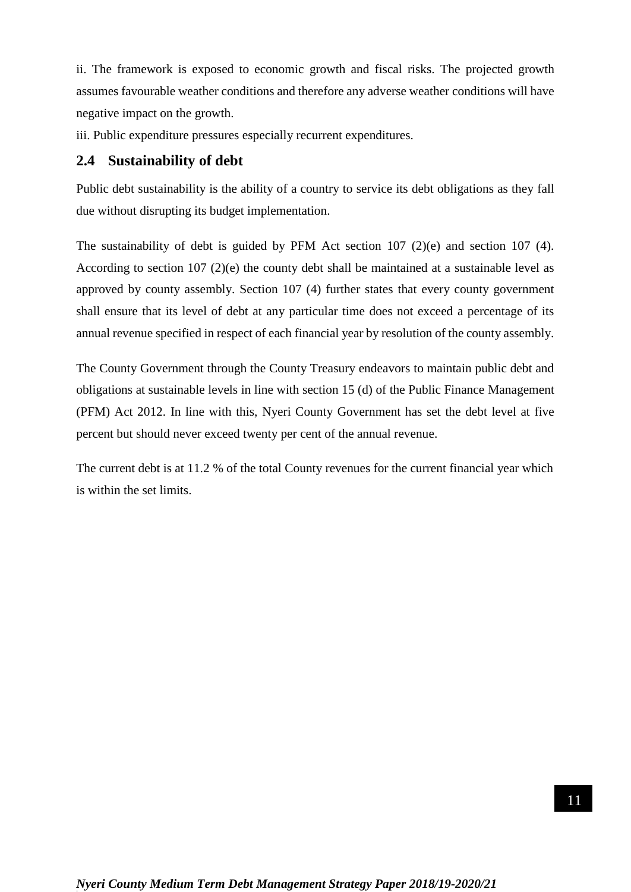ii. The framework is exposed to economic growth and fiscal risks. The projected growth assumes favourable weather conditions and therefore any adverse weather conditions will have negative impact on the growth.

iii. Public expenditure pressures especially recurrent expenditures.

## 2.4 Sustainability of debt

Public debt sustainability is the ability of a country to service its debt obligations as they fall due without disrupting its budget implementation.

The sustainability of debt is guided by PFM Act section 107 (2)(e) and section 107 (4). According to section 107 (2)(e) the county debt shall be maintained at a sustainable level as approved by county assembly. Section 107 (4) further states that every county government shall ensure that its level of debt at any particular time does not exceed a percentage of its annual revenue specified in respect of each financial year by resolution of the county assembly.

The County Government through the County Treasury endeavors to maintain public debt and obligations at sustainable levels in line with section 15 (d) of the Public Finance Management (PFM) Act 2012. In line with this, Nyeri County Government has set the debt level at five percent but should never exceed twenty per cent of the annual revenue.

The current debt is at 11.2 % of the total County revenues for the current financial year which is within the set limits.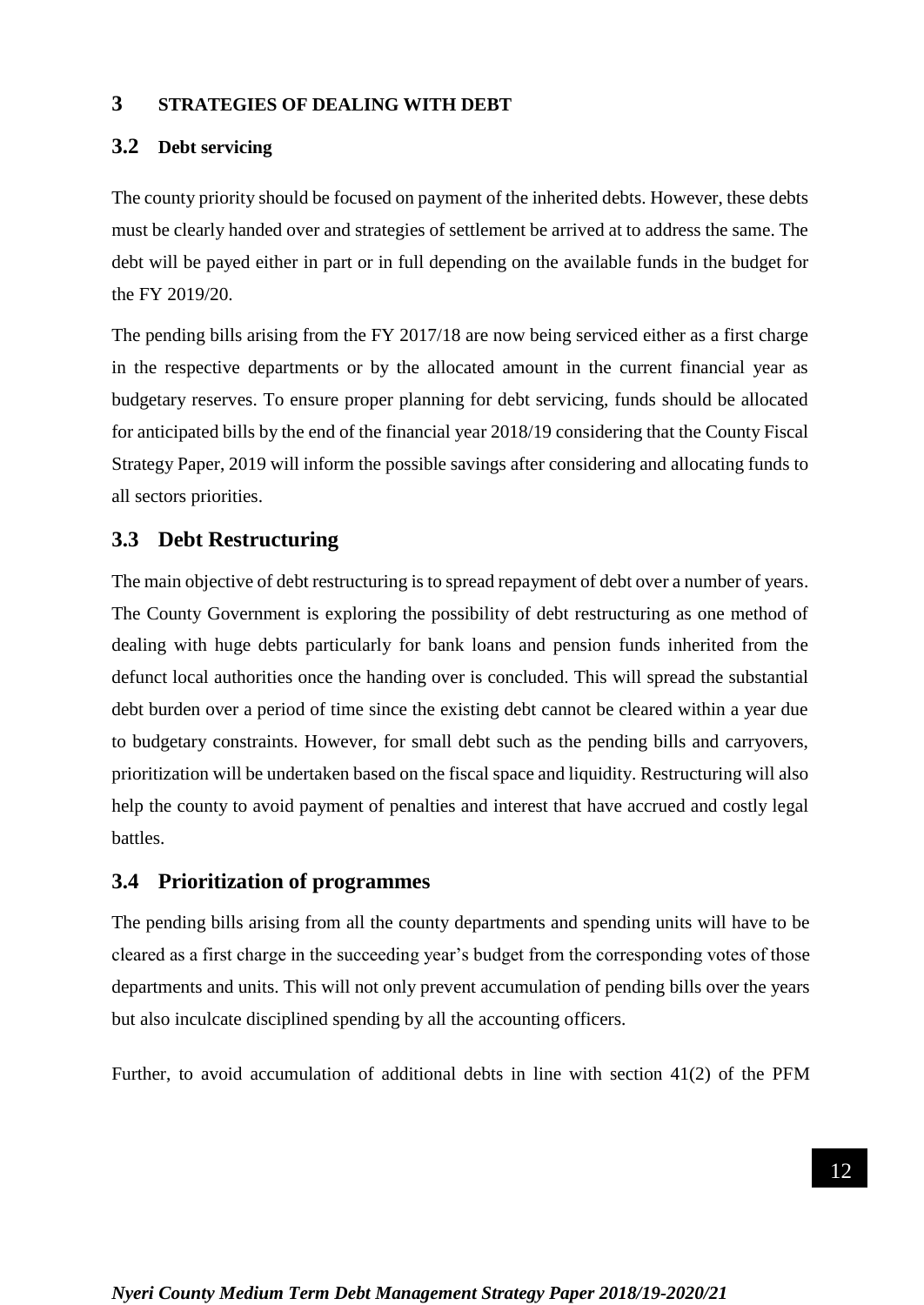# 3 STRATEGIES OF DEALING WITH DEBT

## 3.2 Debt servicing

The county priority should be focused on payment of the inherited debts. However, these debts must be clearly handed over and strategies of settlement be arrived at to address the same. The debt will be payed either in part or in full depending on the available funds in the budget for the FY 2019/20.

The pending bills arising from the FY 2017/18 are now being serviced either as a first charge in the respective departments or by the allocated amount in the current financial year as budgetary reserves. To ensure proper planning for debt servicing, funds should be allocated for anticipated bills by the end of the financial year 2018/19 considering that the County Fiscal Strategy Paper, 2019 will inform the possible savings after considering and allocating funds to all sectors priorities.

## 3.3 Debt Restructuring

The main objective of debt restructuring is to spread repayment of debt over a number of years. The County Government is exploring the possibility of debt restructuring as one method of dealing with huge debts particularly for bank loans and pension funds inherited from the defunct local authorities once the handing over is concluded. This will spread the substantial debt burden over a period of time since the existing debt cannot be cleared within a year due to budgetary constraints. However, for small debt such as the pending bills and carryovers, prioritization will be undertaken based on the fiscal space and liquidity. Restructuring will also help the county to avoid payment of penalties and interest that have accrued and costly legal battles.

## 3.4 Prioritization of programmes

The pending bills arising from all the county departments and spending units will have to be cleared as a first charge in the succeeding year's budget from the corresponding votes of those departments and units. This will not only prevent accumulation of pending bills over the years but also inculcate disciplined spending by all the accounting officers.

Further, to avoid accumulation of additional debts in line with section 41(2) of the PFM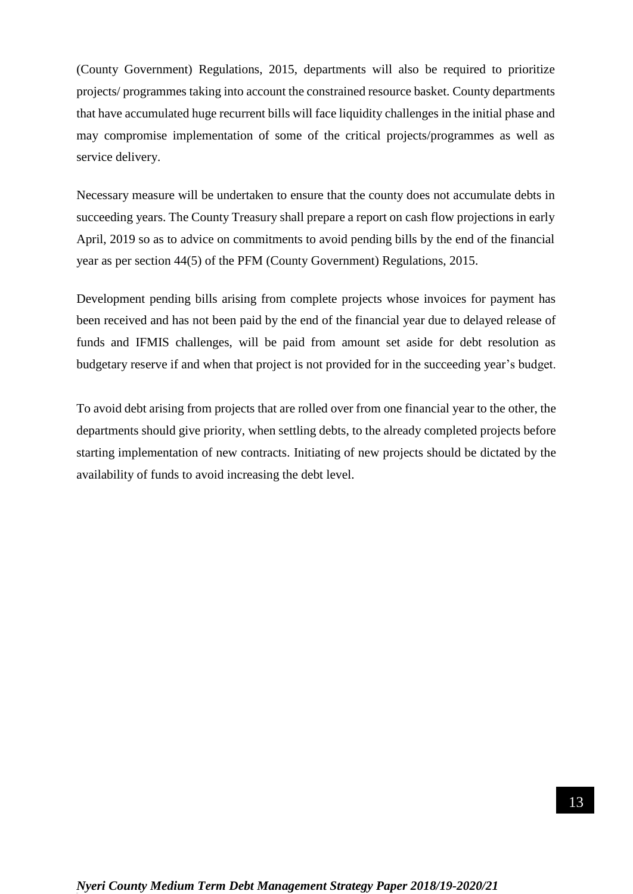(County Government) Regulations, 2015, departments will also be required to prioritize projects/ programmes taking into account the constrained resource basket. County departments that have accumulated huge recurrent bills will face liquidity challenges in the initial phase and may compromise implementation of some of the critical projects/programmes as well as service delivery.

Necessary measure will be undertaken to ensure that the county does not accumulate debts in succeeding years. The County Treasury shall prepare a report on cash flow projections in early April, 2019 so as to advice on commitments to avoid pending bills by the end of the financial year as per section 44(5) of the PFM (County Government) Regulations, 2015.

Development pending bills arising from complete projects whose invoices for payment has been received and has not been paid by the end of the financial year due to delayed release of funds and IFMIS challenges, will be paid from amount set aside for debt resolution as budgetary reserve if and when that project is not provided for in the succeeding year's budget.

To avoid debt arising from projects that are rolled over from one financial year to the other, the departments should give priority, when settling debts, to the already completed projects before starting implementation of new contracts. Initiating of new projects should be dictated by the availability of funds to avoid increasing the debt level.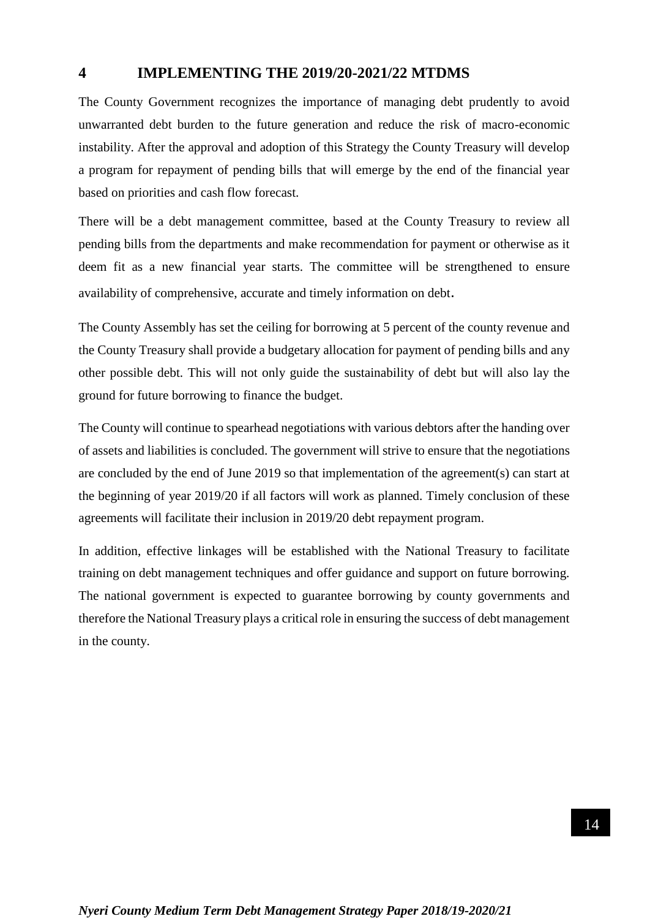# 4 IMPLEMENTING THE 2019/20-2021/22 MTDMS

The County Government recognizes the importance of managing debt prudently to avoid unwarranted debt burden to the future generation and reduce the risk of macro-economic instability. After the approval and adoption of this Strategy the County Treasury will develop a program for repayment of pending bills that will emerge by the end of the financial year based on priorities and cash flow forecast.

There will be a debt management committee, based at the County Treasury to review all pending bills from the departments and make recommendation for payment or otherwise as it deem fit as a new financial year starts. The committee will be strengthened to ensure availability of comprehensive, accurate and timely information on debt.

The County Assembly has set the ceiling for borrowing at 5 percent of the county revenue and the County Treasury shall provide a budgetary allocation for payment of pending bills and any other possible debt. This will not only guide the sustainability of debt but will also lay the ground for future borrowing to finance the budget.

The County will continue to spearhead negotiations with various debtors after the handing over of assets and liabilities is concluded. The government will strive to ensure that the negotiations are concluded by the end of June 2019 so that implementation of the agreement(s) can start at the beginning of year 2019/20 if all factors will work as planned. Timely conclusion of these agreements will facilitate their inclusion in 2019/20 debt repayment program.

In addition, effective linkages will be established with the National Treasury to facilitate training on debt management techniques and offer guidance and support on future borrowing. The national government is expected to guarantee borrowing by county governments and therefore the National Treasury plays a critical role in ensuring the success of debt management in the county.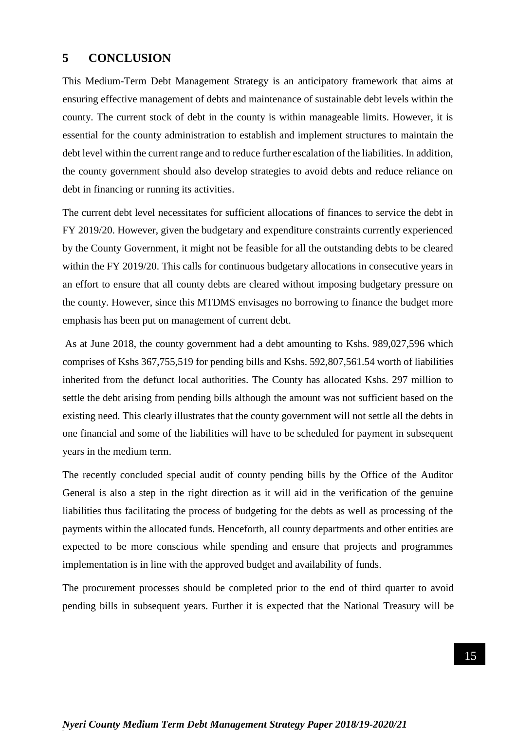# 5 CONCLUSION

This Medium-Term Debt Management Strategy is an anticipatory framework that aims at ensuring effective management of debts and maintenance of sustainable debt levels within the county. The current stock of debt in the county is within manageable limits. However, it is essential for the county administration to establish and implement structures to maintain the debt level within the current range and to reduce further escalation of the liabilities. In addition, the county government should also develop strategies to avoid debts and reduce reliance on debt in financing or running its activities.

The current debt level necessitates for sufficient allocations of finances to service the debt in FY 2019/20. However, given the budgetary and expenditure constraints currently experienced by the County Government, it might not be feasible for all the outstanding debts to be cleared within the FY 2019/20. This calls for continuous budgetary allocations in consecutive years in an effort to ensure that all county debts are cleared without imposing budgetary pressure on the county. However, since this MTDMS envisages no borrowing to finance the budget more emphasis has been put on management of current debt.

As at June 2018, the county government had a debt amounting to Kshs. 989,027,596 which comprises of Kshs 367,755,519 for pending bills and Kshs. 592,807,561.54 worth of liabilities inherited from the defunct local authorities. The County has allocated Kshs. 297 million to settle the debt arising from pending bills although the amount was not sufficient based on the existing need. This clearly illustrates that the county government will not settle all the debts in one financial and some of the liabilities will have to be scheduled for payment in subsequent years in the medium term.

The recently concluded special audit of county pending bills by the Office of the Auditor General is also a step in the right direction as it will aid in the verification of the genuine liabilities thus facilitating the process of budgeting for the debts as well as processing of the payments within the allocated funds. Henceforth, all county departments and other entities are expected to be more conscious while spending and ensure that projects and programmes implementation is in line with the approved budget and availability of funds.

The procurement processes should be completed prior to the end of third quarter to avoid pending bills in subsequent years. Further it is expected that the National Treasury will be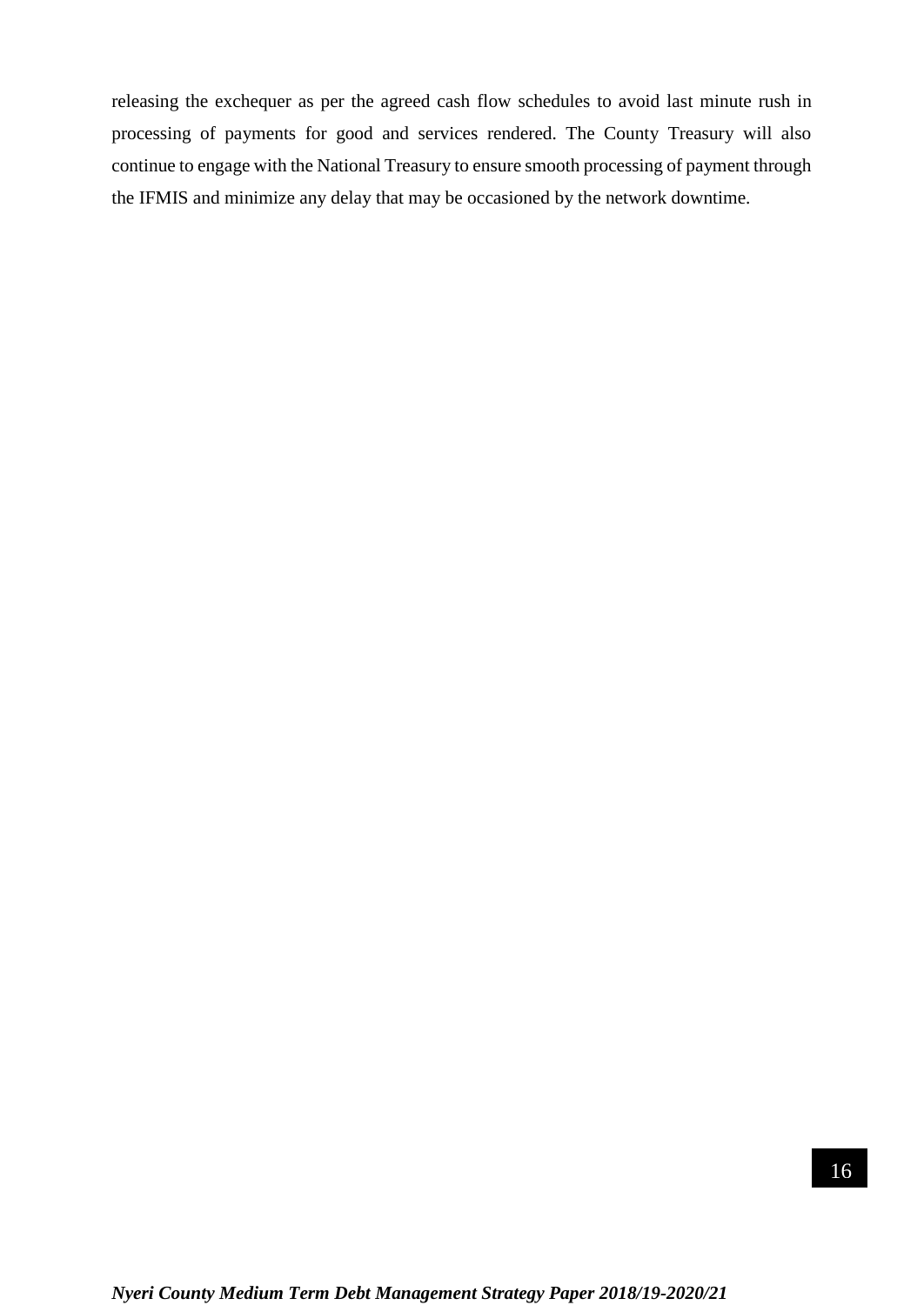releasing the exchequer as per the agreed cash flow schedules to avoid last minute rush in processing of payments for good and services rendered. The County Treasury will also continue to engage with the National Treasury to ensure smooth processing of payment through the IFMIS and minimize any delay that may be occasioned by the network downtime.